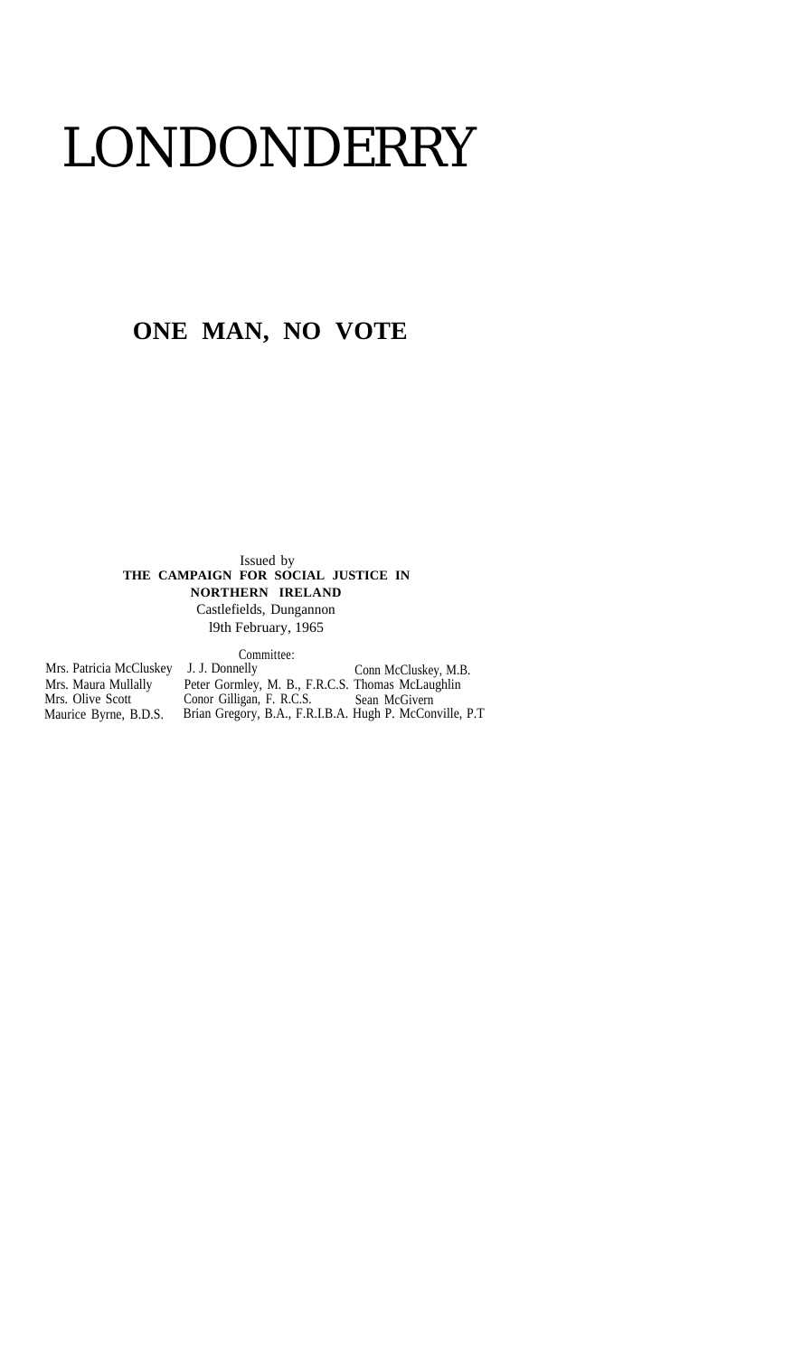# LONDONDERRY

## ONE MAN, NO VOTE

Issued by
**THE CAMPAIGN FOR SOCIAL JUSTICE IN NORTHERN IRELAND**
Castlefields, Dungannon
l9th February, 1965

Committee:

| | | |
|---|---|---|
| Mrs. Patricia McCluskey | J. J. Donnelly | Conn McCluskey, M.B. |
| Mrs. Maura Mullally | Peter Gormley, M. B., F.R.C.S. | Thomas McLaughlin |
| Mrs. Olive Scott | Conor Gilligan, F. R.C.S. | Sean McGivern |
| Maurice Byrne, B.D.S. | Brian Gregory, B.A., F.R.I.B.A. | Hugh P. McConville, P.T |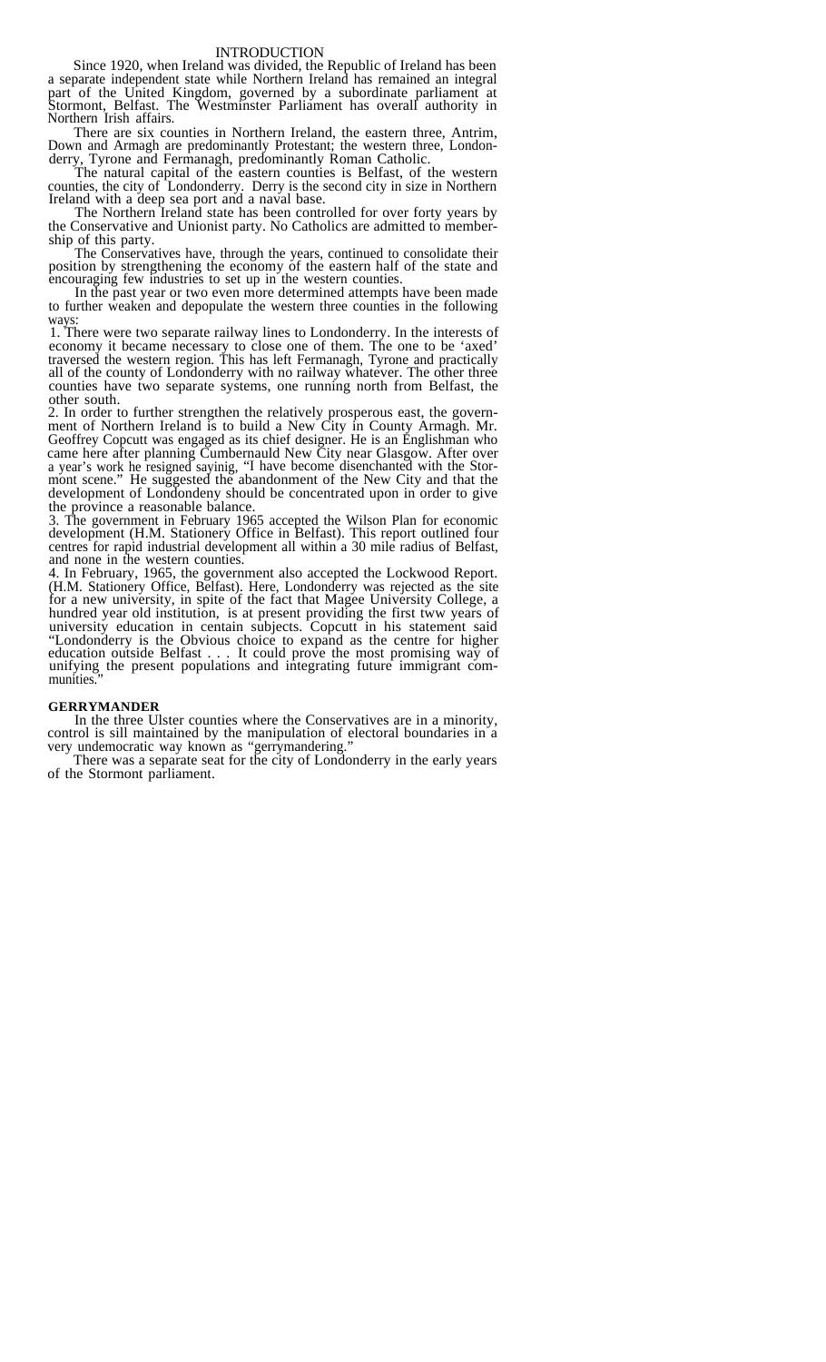# INTRODUCTION

Since 1920, when Ireland was divided, the Republic of Ireland has been a separate independent state while Northern Ireland has remained an integral part of the United Kingdom, governed by a subordinate parliament at Stormont, Belfast. The Westminster Parliament has overall authority in Northern Irish affairs.

There are six counties in Northern Ireland, the eastern three, Antrim, Down and Armagh are predominantly Protestant; the western three, Londonderry, Tyrone and Fermanagh, predominantly Roman Catholic.

The natural capital of the eastern counties is Belfast, of the western counties, the city of Londonderry. Derry is the second city in size in Northern Ireland with a deep sea port and a naval base.

The Northern Ireland state has been controlled for over forty years by the Conservative and Unionist party. No Catholics are admitted to membership of this party.

The Conservatives have, through the years, continued to consolidate their position by strengthening the economy of the eastern half of the state and encouraging few industries to set up in the western counties.

In the past year or two even more determined attempts have been made to further weaken and depopulate the western three counties in the following ways:

1. There were two separate railway lines to Londonderry. In the interests of economy it became necessary to close one of them. The one to be 'axed' traversed the western region. This has left Fermanagh, Tyrone and practically all of the county of Londonderry with no railway whatever. The other three counties have two separate systems, one running north from Belfast, the other south.
2. In order to further strengthen the relatively prosperous east, the government of Northern Ireland is to build a New City in County Armagh. Mr. Geoffrey Copcutt was engaged as its chief designer. He is an Englishman who came here after planning Cumbernauld New City near Glasgow. After over a year's work he resigned sayinig, "I have become disenchanted with the Stormont scene." He suggested the abandonment of the New City and that the development of Londondeny should be concentrated upon in order to give the province a reasonable balance.
3. The government in February 1965 accepted the Wilson Plan for economic development (H.M. Stationery Office in Belfast). This report outlined four centres for rapid industrial development all within a 30 mile radius of Belfast, and none in the western counties.
4. In February, 1965, the government also accepted the Lockwood Report. (H.M. Stationery Office, Belfast). Here, Londonderry was rejected as the site for a new university, in spite of the fact that Magee University College, a hundred year old institution, is at present providing the first tww years of university education in centain subjects. Copcutt in his statement said "Londonderry is the Obvious choice to expand as the centre for higher education outside Belfast . . . It could prove the most promising way of unifying the present populations and integrating future immigrant communities."

**GERRYMANDER**

In the three Ulster counties where the Conservatives are in a minority, control is sill maintained by the manipulation of electoral boundaries in a very undemocratic way known as "gerrymandering."

There was a separate seat for the city of Londonderry in the early years of the Stormont parliament.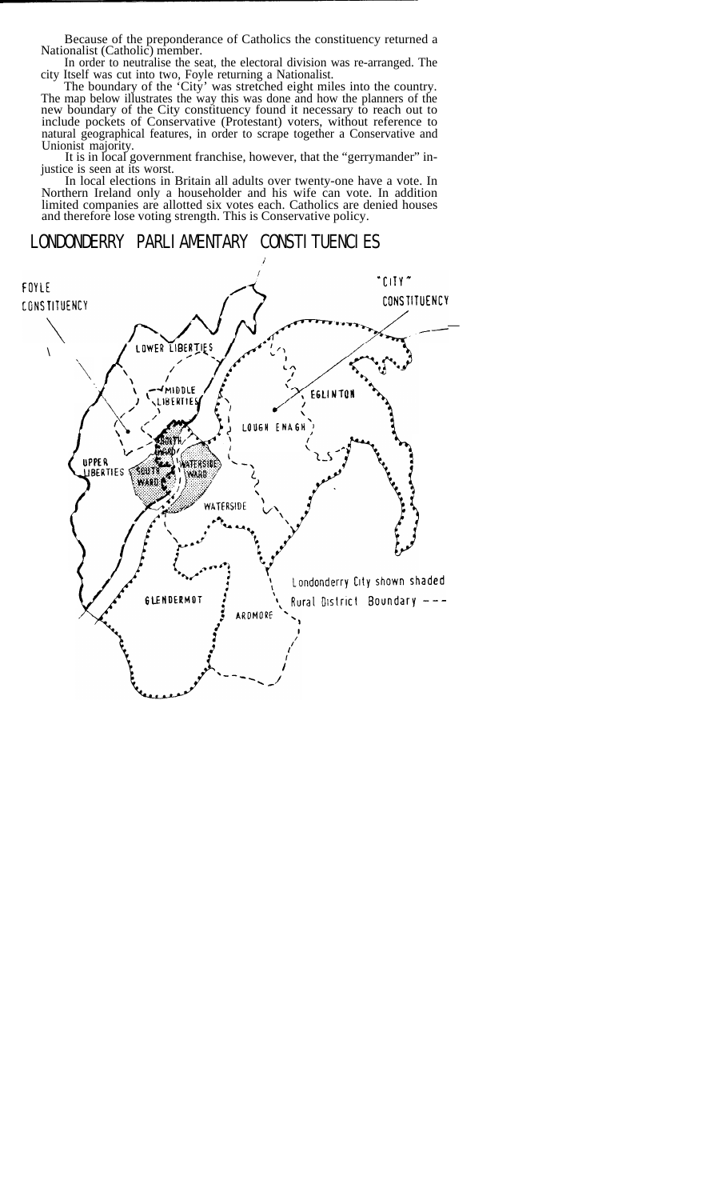Because of the preponderance of Catholics the constituency returned a Nationalist (Catholic) member.

In order to neutralise the seat, the electoral division was re-arranged. The city Itself was cut into two, Foyle returning a Nationalist.

The boundary of the 'City' was stretched eight miles into the country. The map below illustrates the way this was done and how the planners of the new boundary of the City constituency found it necessary to reach out to include pockets of Conservative (Protestant) voters, without reference to natural geographical features, in order to scrape together a Conservative and Unionist majority.

It is in local government franchise, however, that the "gerrymander" injustice is seen at its worst.

In local elections in Britain all adults over twenty-one have a vote. In Northern Ireland only a householder and his wife can vote. In addition limited companies are allotted six votes each. Catholics are denied houses and therefore lose voting strength. This is Conservative policy.

## LONDONDERRY PARLIAMENTARY CONSTITUENCIES

FOYLE CONSTITUENCY

"CITY" CONSTITUENCY

LOWER LIBERTIES

MIDDLE LIBERTIES

EGLINTON

LOUGH ENAGH

NORTH WARD

UPPER LIBERTIES

SOUTH WARD

WATERSIDE WARD

WATERSIDE

GLENDERMOT

ARDMORE

Londonderry City shown shaded

Rural District Boundary - - -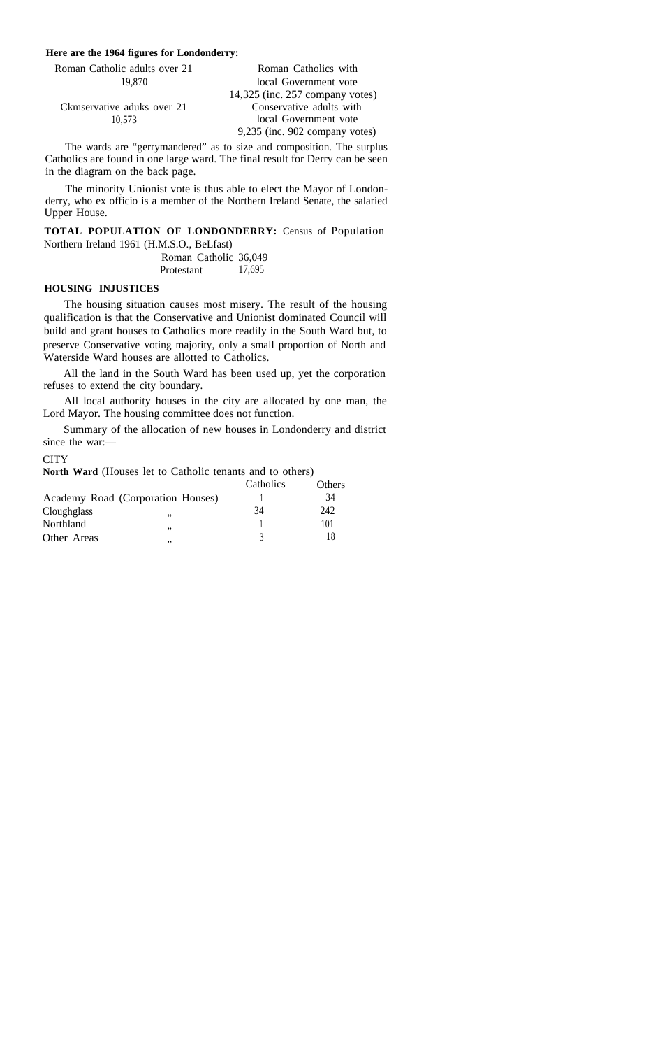**Here are the 1964 figures for Londonderry:**

| | |
|---|---|
| Roman Catholic adults over 21<br>19,870 | Roman Catholics with local Government vote<br>14,325 (inc. 257 company votes) |
| Ckmservative aduks over 21<br>10,573 | Conservative adults with local Government vote<br>9,235 (inc. 902 company votes) |

The wards are "gerrymandered" as to size and composition. The surplus Catholics are found in one large ward. The final result for Derry can be seen in the diagram on the back page.

The minority Unionist vote is thus able to elect the Mayor of Londonderry, who ex officio is a member of the Northern Ireland Senate, the salaried Upper House.

**TOTAL POPULATION OF LONDONDERRY:** Census of Population Northern Ireland 1961 (H.M.S.O., BeLfast)

| | |
|---|---|
| Roman Catholic | 36,049 |
| Protestant | 17,695 |

**HOUSING INJUSTICES**

The housing situation causes most misery. The result of the housing qualification is that the Conservative and Unionist dominated Council will build and grant houses to Catholics more readily in the South Ward but, to preserve Conservative voting majority, only a small proportion of North and Waterside Ward houses are allotted to Catholics.

All the land in the South Ward has been used up, yet the corporation refuses to extend the city boundary.

All local authority houses in the city are allocated by one man, the Lord Mayor. The housing committee does not function.

Summary of the allocation of new houses in Londonderry and district since the war:—

CITY

**North Ward** (Houses let to Catholic tenants and to others)

| | Catholics | Others |
|---|---|---|
| Academy Road (Corporation Houses) | 1 | 34 |
| Cloughglass ,, | 34 | 242 |
| Northland ,, | 1 | 101 |
| Other Areas ,, | 3 | 18 |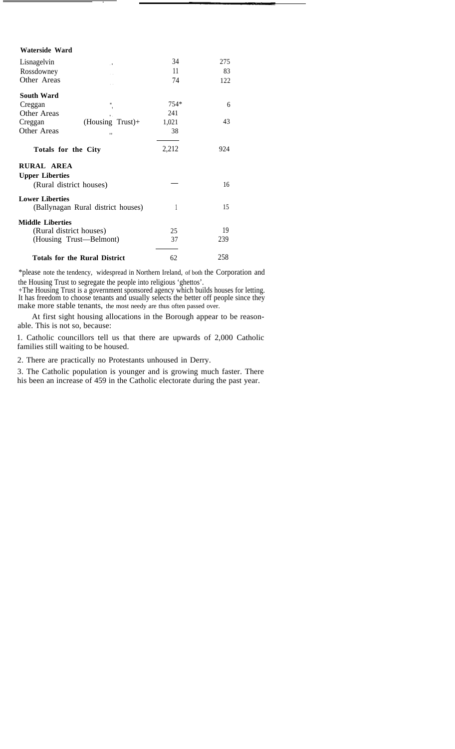| | | | |
|---|---|---|---|
| **Waterside Ward** | | | |
| Lisnagelvin | ,, | 34 | 275 |
| Rossdowney | ,, | 11 | 83 |
| Other Areas | ,, | 74 | 122 |
| **South Ward** | | | |
| Creggan | ,, | 754* | 6 |
| Other Areas | ,, | 241 | |
| Creggan | (Housing Trust)+ | 1,021 | 43 |
| Other Areas | ,, | 38 | |
| **Totals for the City** | | 2,212 | 924 |
| **RURAL AREA** | | | |
| **Upper Liberties** | | | |
| (Rural district houses) | | — | 16 |
| **Lower Liberties** | | | |
| (Ballynagan Rural district houses) | | 1 | 15 |
| **Middle Liberties** | | | |
| (Rural district houses) | | 25 | 19 |
| (Housing Trust—Belmont) | | 37 | 239 |
| **Totals for the Rural District** | | 62 | 258 |

*please note the tendency, widespread in Northern Ireland, of both the Corporation and the Housing Trust to segregate the people into religious 'ghettos'.

+The Housing Trust is a government sponsored agency which builds houses for letting. It has freedom to choose tenants and usually selects the better off people since they make more stable tenants, the most needy are thus often passed over.

At first sight housing allocations in the Borough appear to be reasonable. This is not so, because:

1. Catholic councillors tell us that there are upwards of 2,000 Catholic families still waiting to be housed.

2. There are practically no Protestants unhoused in Derry.

3. The Catholic population is younger and is growing much faster. There his been an increase of 459 in the Catholic electorate during the past year.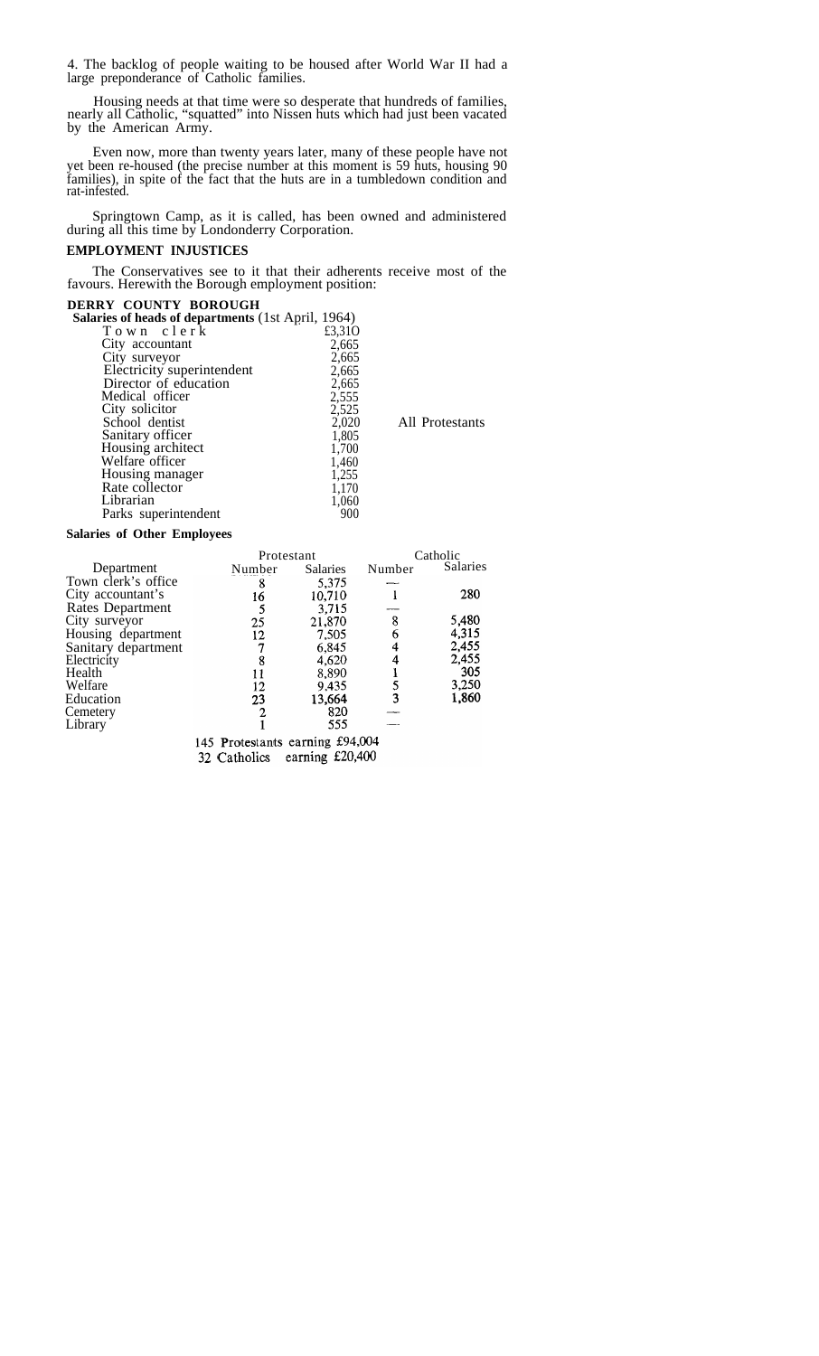4. The backlog of people waiting to be housed after World War II had a large preponderance of Catholic families.

Housing needs at that time were so desperate that hundreds of families, nearly all Catholic, "squatted" into Nissen huts which had just been vacated by the American Army.

Even now, more than twenty years later, many of these people have not yet been re-housed (the precise number at this moment is 59 huts, housing 90 families), in spite of the fact that the huts are in a tumbledown condition and rat-infested.

Springtown Camp, as it is called, has been owned and administered during all this time by Londonderry Corporation.

## EMPLOYMENT INJUSTICES

The Conservatives see to it that their adherents receive most of the favours. Herewith the Borough employment position:

### DERRY COUNTY BOROUGH

**Salaries of heads of departments** (1st April, 1964)

| Post | Salary | |
|---|---|---|
| Town clerk | £3,310 | |
| City accountant | 2,665 | |
| City surveyor | 2,665 | |
| Electricity superintendent | 2,665 | |
| Director of education | 2,665 | |
| Medical officer | 2,555 | |
| City solicitor | 2,525 | |
| School dentist | 2,020 | All Protestants |
| Sanitary officer | 1,805 | |
| Housing architect | 1,700 | |
| Welfare officer | 1,460 | |
| Housing manager | 1,255 | |
| Rate collector | 1,170 | |
| Librarian | 1,060 | |
| Parks superintendent | 900 | |

**Salaries of Other Employees**

| Department | Protestant Number | Protestant Salaries | Catholic Number | Catholic Salaries |
|---|---|---|---|---|
| Town clerk's office | 8 | 5,375 | — | |
| City accountant's | 16 | 10,710 | 1 | 280 |
| Rates Department | 5 | 3,715 | — | |
| City surveyor | 25 | 21,870 | 8 | 5,480 |
| Housing department | 12 | 7,505 | 6 | 4,315 |
| Sanitary department | 7 | 6,845 | 4 | 2,455 |
| Electricity | 8 | 4,620 | 4 | 2,455 |
| Health | 11 | 8,890 | 1 | 305 |
| Welfare | 12 | 9,435 | 5 | 3,250 |
| Education | 23 | 13,664 | 3 | 1,860 |
| Cemetery | 2 | 820 | — | |
| Library | 1 | 555 | — | |

145 Protestants earning £94,004
32 Catholics earning £20,400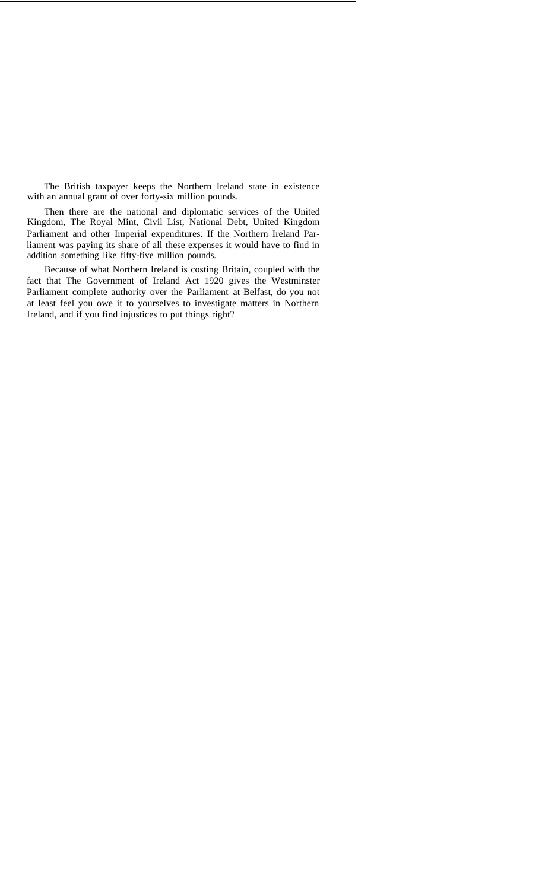The British taxpayer keeps the Northern Ireland state in existence with an annual grant of over forty-six million pounds.

Then there are the national and diplomatic services of the United Kingdom, The Royal Mint, Civil List, National Debt, United Kingdom Parliament and other Imperial expenditures. If the Northern Ireland Parliament was paying its share of all these expenses it would have to find in addition something like fifty-five million pounds.

Because of what Northern Ireland is costing Britain, coupled with the fact that The Government of Ireland Act 1920 gives the Westminster Parliament complete authority over the Parliament at Belfast, do you not at least feel you owe it to yourselves to investigate matters in Northern Ireland, and if you find injustices to put things right?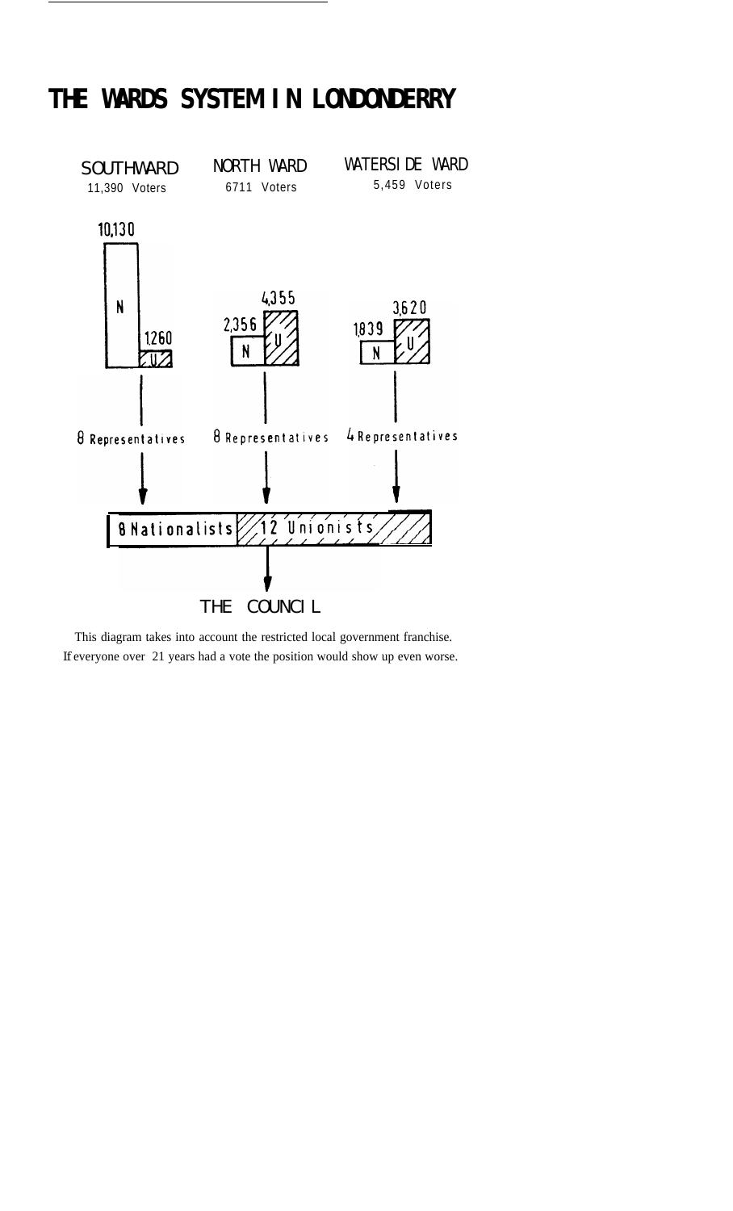# THE WARDS SYSTEM IN LONDONDERRY

SOUTH WARD
11,390 Voters

NORTH WARD
6711 Voters

WATERSIDE WARD
5,459 Voters

10,130
N
1,260
U

4,355
2,356
N
U

3,620
1,839
N
U

8 Representatives

8 Representatives

4 Representatives

8 Nationalists | 12 Unionists

THE COUNCIL

This diagram takes into account the restricted local government franchise. If everyone over 21 years had a vote the position would show up even worse.